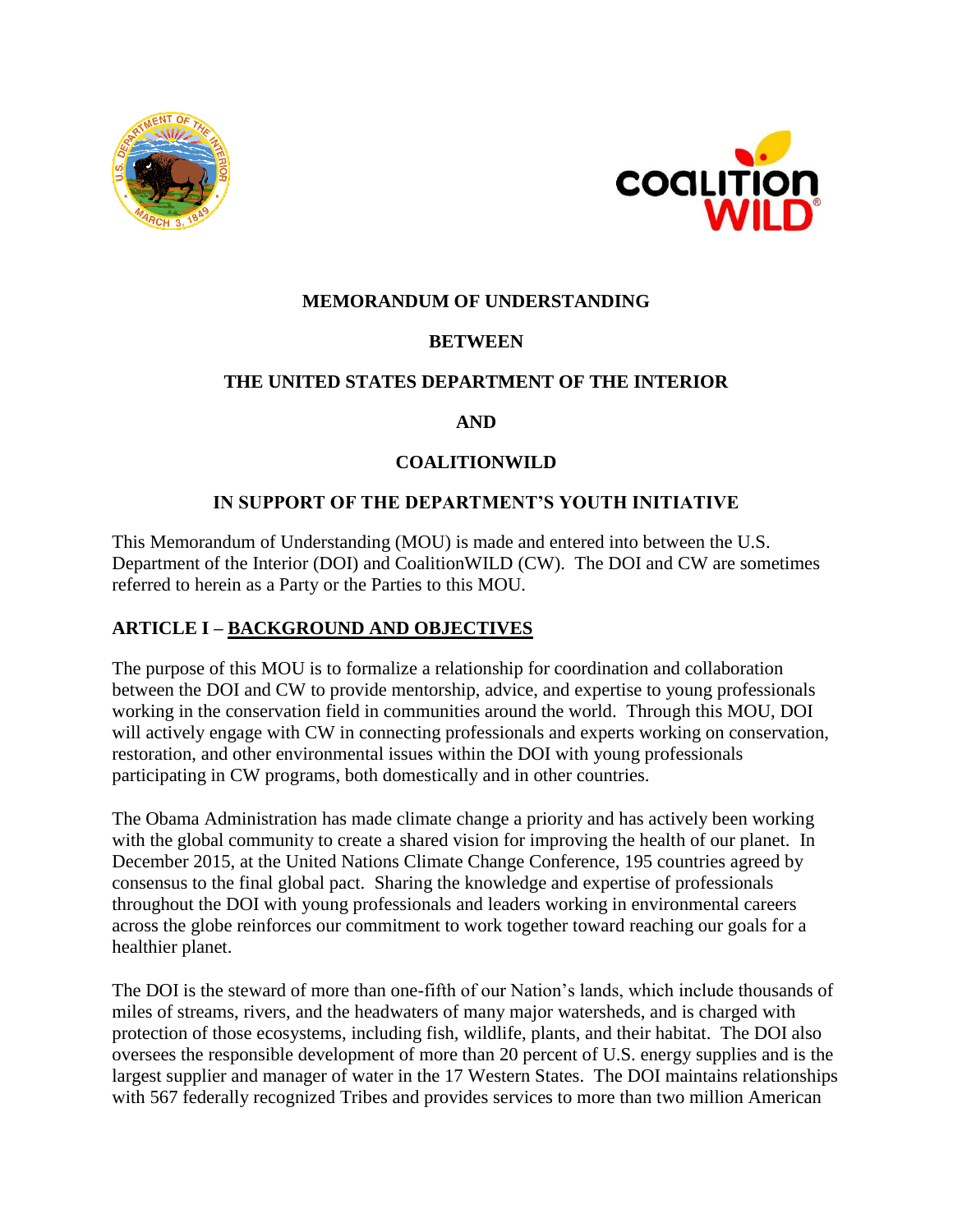**MEMORANDUM OF UNDERSTANDING**

**BETWEEN**

**THE UNITED STATES DEPARTMENT OF THE INTERIOR**

**AND**

**COALITIONWILD**

**IN SUPPORT OF THE DEPARTMENT'S YOUTH INITIATIVE**

This Memorandum of Understanding (MOU) is made and entered into between the U.S. Department of the Interior (DOI) and CoalitionWILD (CW). The DOI and CW are sometimes referred to herein as a Party or the Parties to this MOU.

## ARTICLE I – BACKGROUND AND OBJECTIVES

The purpose of this MOU is to formalize a relationship for coordination and collaboration between the DOI and CW to provide mentorship, advice, and expertise to young professionals working in the conservation field in communities around the world. Through this MOU, DOI will actively engage with CW in connecting professionals and experts working on conservation, restoration, and other environmental issues within the DOI with young professionals participating in CW programs, both domestically and in other countries.

The Obama Administration has made climate change a priority and has actively been working with the global community to create a shared vision for improving the health of our planet. In December 2015, at the United Nations Climate Change Conference, 195 countries agreed by consensus to the final global pact. Sharing the knowledge and expertise of professionals throughout the DOI with young professionals and leaders working in environmental careers across the globe reinforces our commitment to work together toward reaching our goals for a healthier planet.

The DOI is the steward of more than one-fifth of our Nation's lands, which include thousands of miles of streams, rivers, and the headwaters of many major watersheds, and is charged with protection of those ecosystems, including fish, wildlife, plants, and their habitat. The DOI also oversees the responsible development of more than 20 percent of U.S. energy supplies and is the largest supplier and manager of water in the 17 Western States. The DOI maintains relationships with 567 federally recognized Tribes and provides services to more than two million American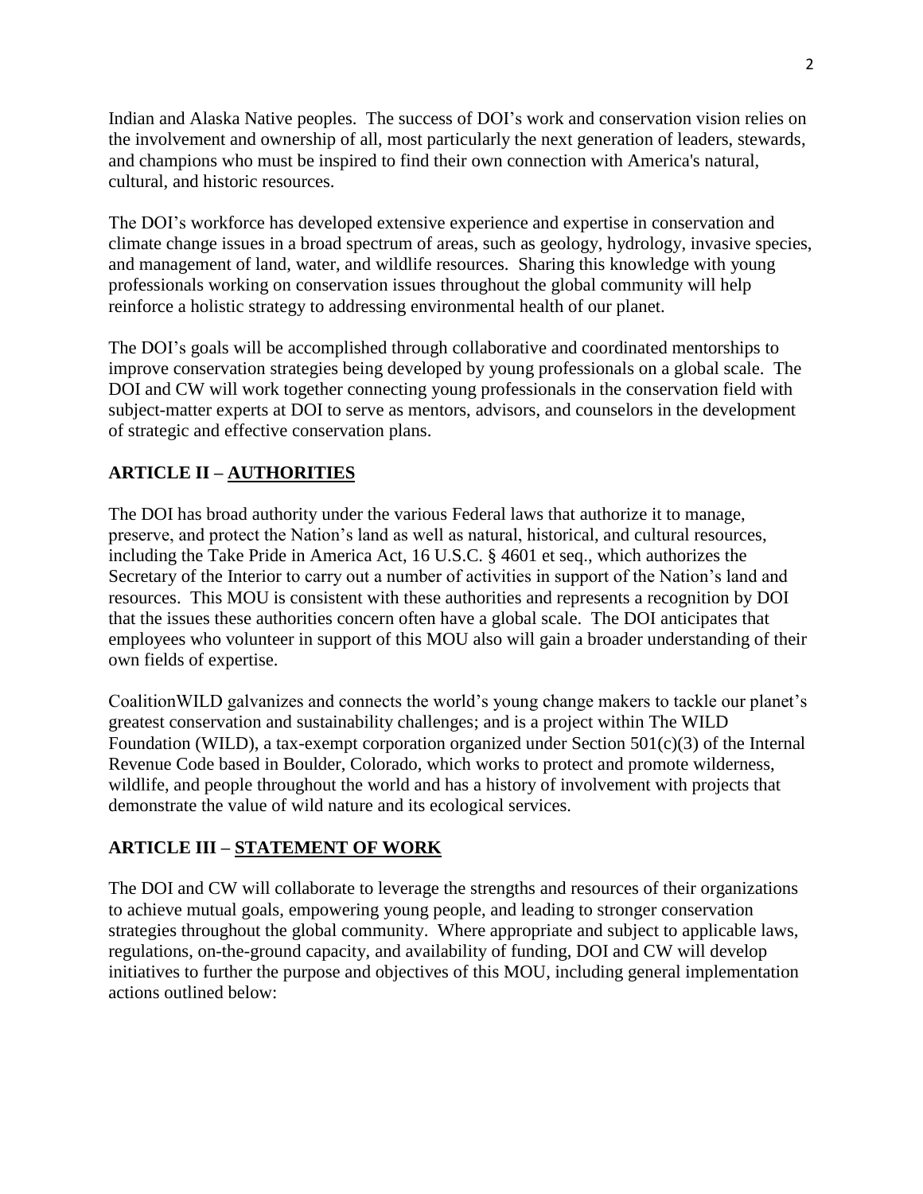Indian and Alaska Native peoples. The success of DOI's work and conservation vision relies on the involvement and ownership of all, most particularly the next generation of leaders, stewards, and champions who must be inspired to find their own connection with America's natural, cultural, and historic resources.

The DOI's workforce has developed extensive experience and expertise in conservation and climate change issues in a broad spectrum of areas, such as geology, hydrology, invasive species, and management of land, water, and wildlife resources. Sharing this knowledge with young professionals working on conservation issues throughout the global community will help reinforce a holistic strategy to addressing environmental health of our planet.

The DOI's goals will be accomplished through collaborative and coordinated mentorships to improve conservation strategies being developed by young professionals on a global scale. The DOI and CW will work together connecting young professionals in the conservation field with subject-matter experts at DOI to serve as mentors, advisors, and counselors in the development of strategic and effective conservation plans.

## ARTICLE II – AUTHORITIES

The DOI has broad authority under the various Federal laws that authorize it to manage, preserve, and protect the Nation's land as well as natural, historical, and cultural resources, including the Take Pride in America Act, 16 U.S.C. § 4601 et seq., which authorizes the Secretary of the Interior to carry out a number of activities in support of the Nation's land and resources. This MOU is consistent with these authorities and represents a recognition by DOI that the issues these authorities concern often have a global scale. The DOI anticipates that employees who volunteer in support of this MOU also will gain a broader understanding of their own fields of expertise.

CoalitionWILD galvanizes and connects the world's young change makers to tackle our planet's greatest conservation and sustainability challenges; and is a project within The WILD Foundation (WILD), a tax-exempt corporation organized under Section 501(c)(3) of the Internal Revenue Code based in Boulder, Colorado, which works to protect and promote wilderness, wildlife, and people throughout the world and has a history of involvement with projects that demonstrate the value of wild nature and its ecological services.

## ARTICLE III – STATEMENT OF WORK

The DOI and CW will collaborate to leverage the strengths and resources of their organizations to achieve mutual goals, empowering young people, and leading to stronger conservation strategies throughout the global community. Where appropriate and subject to applicable laws, regulations, on-the-ground capacity, and availability of funding, DOI and CW will develop initiatives to further the purpose and objectives of this MOU, including general implementation actions outlined below: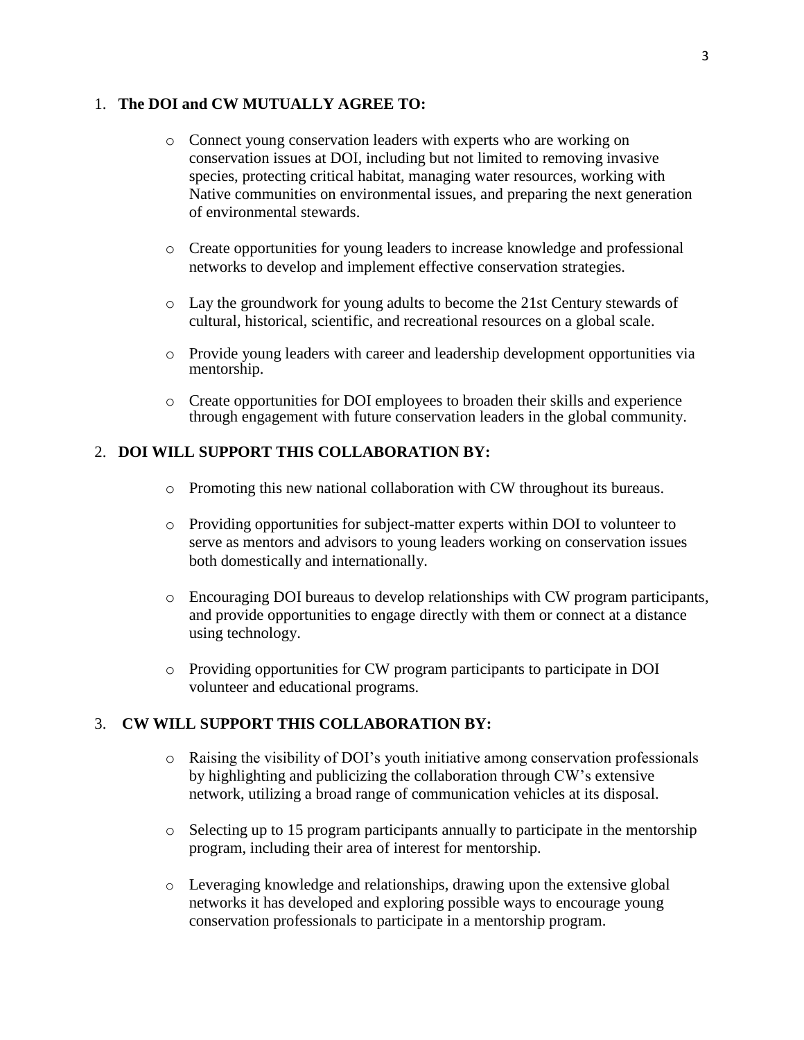1. **The DOI and CW MUTUALLY AGREE TO:**

    - Connect young conservation leaders with experts who are working on conservation issues at DOI, including but not limited to removing invasive species, protecting critical habitat, managing water resources, working with Native communities on environmental issues, and preparing the next generation of environmental stewards.

    - Create opportunities for young leaders to increase knowledge and professional networks to develop and implement effective conservation strategies.

    - Lay the groundwork for young adults to become the 21st Century stewards of cultural, historical, scientific, and recreational resources on a global scale.

    - Provide young leaders with career and leadership development opportunities via mentorship.

    - Create opportunities for DOI employees to broaden their skills and experience through engagement with future conservation leaders in the global community.

2. **DOI WILL SUPPORT THIS COLLABORATION BY:**

    - Promoting this new national collaboration with CW throughout its bureaus.

    - Providing opportunities for subject-matter experts within DOI to volunteer to serve as mentors and advisors to young leaders working on conservation issues both domestically and internationally.

    - Encouraging DOI bureaus to develop relationships with CW program participants, and provide opportunities to engage directly with them or connect at a distance using technology.

    - Providing opportunities for CW program participants to participate in DOI volunteer and educational programs.

3. **CW WILL SUPPORT THIS COLLABORATION BY:**

    - Raising the visibility of DOI's youth initiative among conservation professionals by highlighting and publicizing the collaboration through CW's extensive network, utilizing a broad range of communication vehicles at its disposal.

    - Selecting up to 15 program participants annually to participate in the mentorship program, including their area of interest for mentorship.

    - Leveraging knowledge and relationships, drawing upon the extensive global networks it has developed and exploring possible ways to encourage young conservation professionals to participate in a mentorship program.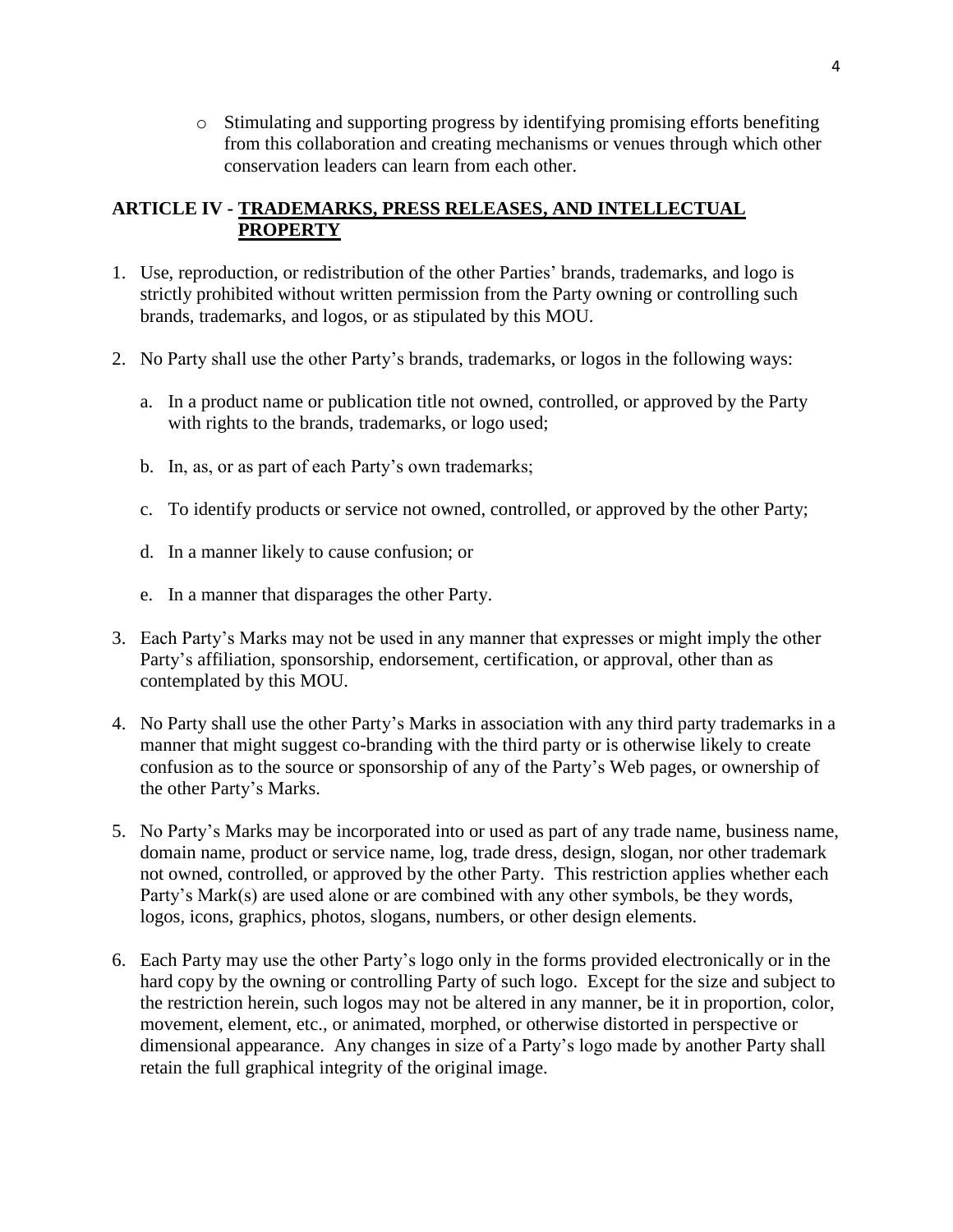- Stimulating and supporting progress by identifying promising efforts benefiting from this collaboration and creating mechanisms or venues through which other conservation leaders can learn from each other.

## ARTICLE IV - TRADEMARKS, PRESS RELEASES, AND INTELLECTUAL PROPERTY

1. Use, reproduction, or redistribution of the other Parties' brands, trademarks, and logo is strictly prohibited without written permission from the Party owning or controlling such brands, trademarks, and logos, or as stipulated by this MOU.

2. No Party shall use the other Party's brands, trademarks, or logos in the following ways:

   a. In a product name or publication title not owned, controlled, or approved by the Party with rights to the brands, trademarks, or logo used;

   b. In, as, or as part of each Party's own trademarks;

   c. To identify products or service not owned, controlled, or approved by the other Party;

   d. In a manner likely to cause confusion; or

   e. In a manner that disparages the other Party.

3. Each Party's Marks may not be used in any manner that expresses or might imply the other Party's affiliation, sponsorship, endorsement, certification, or approval, other than as contemplated by this MOU.

4. No Party shall use the other Party's Marks in association with any third party trademarks in a manner that might suggest co-branding with the third party or is otherwise likely to create confusion as to the source or sponsorship of any of the Party's Web pages, or ownership of the other Party's Marks.

5. No Party's Marks may be incorporated into or used as part of any trade name, business name, domain name, product or service name, log, trade dress, design, slogan, nor other trademark not owned, controlled, or approved by the other Party. This restriction applies whether each Party's Mark(s) are used alone or are combined with any other symbols, be they words, logos, icons, graphics, photos, slogans, numbers, or other design elements.

6. Each Party may use the other Party's logo only in the forms provided electronically or in the hard copy by the owning or controlling Party of such logo. Except for the size and subject to the restriction herein, such logos may not be altered in any manner, be it in proportion, color, movement, element, etc., or animated, morphed, or otherwise distorted in perspective or dimensional appearance. Any changes in size of a Party's logo made by another Party shall retain the full graphical integrity of the original image.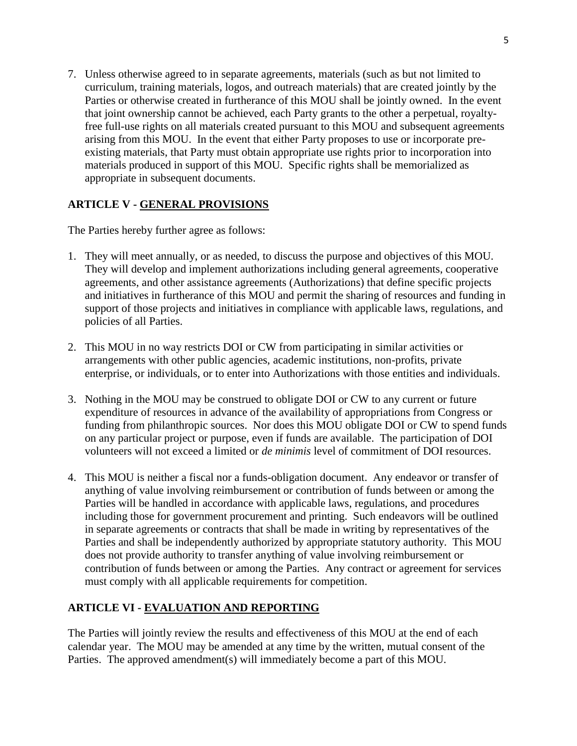7. Unless otherwise agreed to in separate agreements, materials (such as but not limited to curriculum, training materials, logos, and outreach materials) that are created jointly by the Parties or otherwise created in furtherance of this MOU shall be jointly owned. In the event that joint ownership cannot be achieved, each Party grants to the other a perpetual, royalty-free full-use rights on all materials created pursuant to this MOU and subsequent agreements arising from this MOU. In the event that either Party proposes to use or incorporate pre-existing materials, that Party must obtain appropriate use rights prior to incorporation into materials produced in support of this MOU. Specific rights shall be memorialized as appropriate in subsequent documents.

## ARTICLE V - GENERAL PROVISIONS

The Parties hereby further agree as follows:

1. They will meet annually, or as needed, to discuss the purpose and objectives of this MOU. They will develop and implement authorizations including general agreements, cooperative agreements, and other assistance agreements (Authorizations) that define specific projects and initiatives in furtherance of this MOU and permit the sharing of resources and funding in support of those projects and initiatives in compliance with applicable laws, regulations, and policies of all Parties.

2. This MOU in no way restricts DOI or CW from participating in similar activities or arrangements with other public agencies, academic institutions, non-profits, private enterprise, or individuals, or to enter into Authorizations with those entities and individuals.

3. Nothing in the MOU may be construed to obligate DOI or CW to any current or future expenditure of resources in advance of the availability of appropriations from Congress or funding from philanthropic sources. Nor does this MOU obligate DOI or CW to spend funds on any particular project or purpose, even if funds are available. The participation of DOI volunteers will not exceed a limited or *de minimis* level of commitment of DOI resources.

4. This MOU is neither a fiscal nor a funds-obligation document. Any endeavor or transfer of anything of value involving reimbursement or contribution of funds between or among the Parties will be handled in accordance with applicable laws, regulations, and procedures including those for government procurement and printing. Such endeavors will be outlined in separate agreements or contracts that shall be made in writing by representatives of the Parties and shall be independently authorized by appropriate statutory authority. This MOU does not provide authority to transfer anything of value involving reimbursement or contribution of funds between or among the Parties. Any contract or agreement for services must comply with all applicable requirements for competition.

## ARTICLE VI - EVALUATION AND REPORTING

The Parties will jointly review the results and effectiveness of this MOU at the end of each calendar year. The MOU may be amended at any time by the written, mutual consent of the Parties. The approved amendment(s) will immediately become a part of this MOU.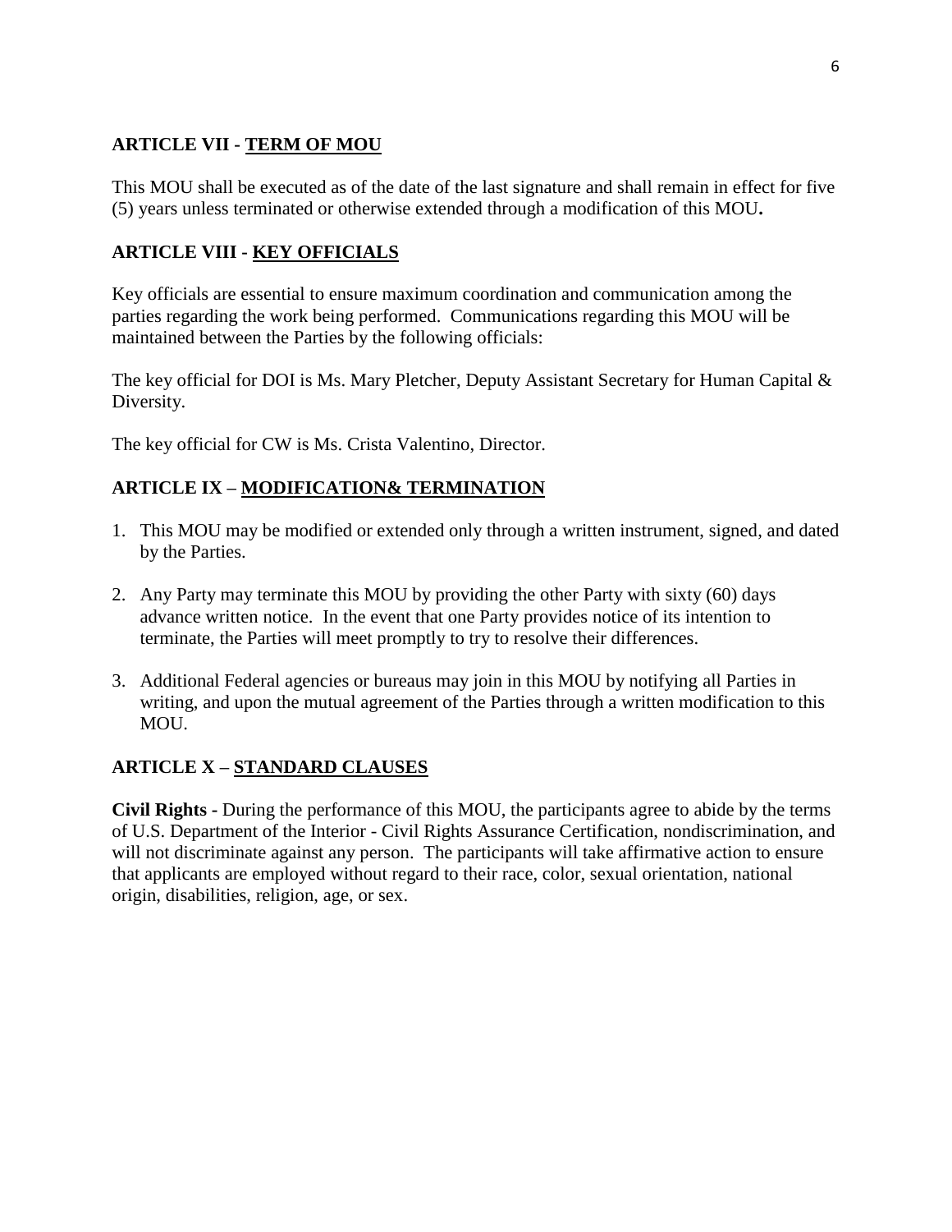## ARTICLE VII - TERM OF MOU

This MOU shall be executed as of the date of the last signature and shall remain in effect for five (5) years unless terminated or otherwise extended through a modification of this MOU**.**

## ARTICLE VIII - KEY OFFICIALS

Key officials are essential to ensure maximum coordination and communication among the parties regarding the work being performed. Communications regarding this MOU will be maintained between the Parties by the following officials:

The key official for DOI is Ms. Mary Pletcher, Deputy Assistant Secretary for Human Capital & Diversity.

The key official for CW is Ms. Crista Valentino, Director.

## ARTICLE IX – MODIFICATION& TERMINATION

1. This MOU may be modified or extended only through a written instrument, signed, and dated by the Parties.
2. Any Party may terminate this MOU by providing the other Party with sixty (60) days advance written notice. In the event that one Party provides notice of its intention to terminate, the Parties will meet promptly to try to resolve their differences.
3. Additional Federal agencies or bureaus may join in this MOU by notifying all Parties in writing, and upon the mutual agreement of the Parties through a written modification to this MOU.

## ARTICLE X – STANDARD CLAUSES

**Civil Rights -** During the performance of this MOU, the participants agree to abide by the terms of U.S. Department of the Interior - Civil Rights Assurance Certification, nondiscrimination, and will not discriminate against any person. The participants will take affirmative action to ensure that applicants are employed without regard to their race, color, sexual orientation, national origin, disabilities, religion, age, or sex.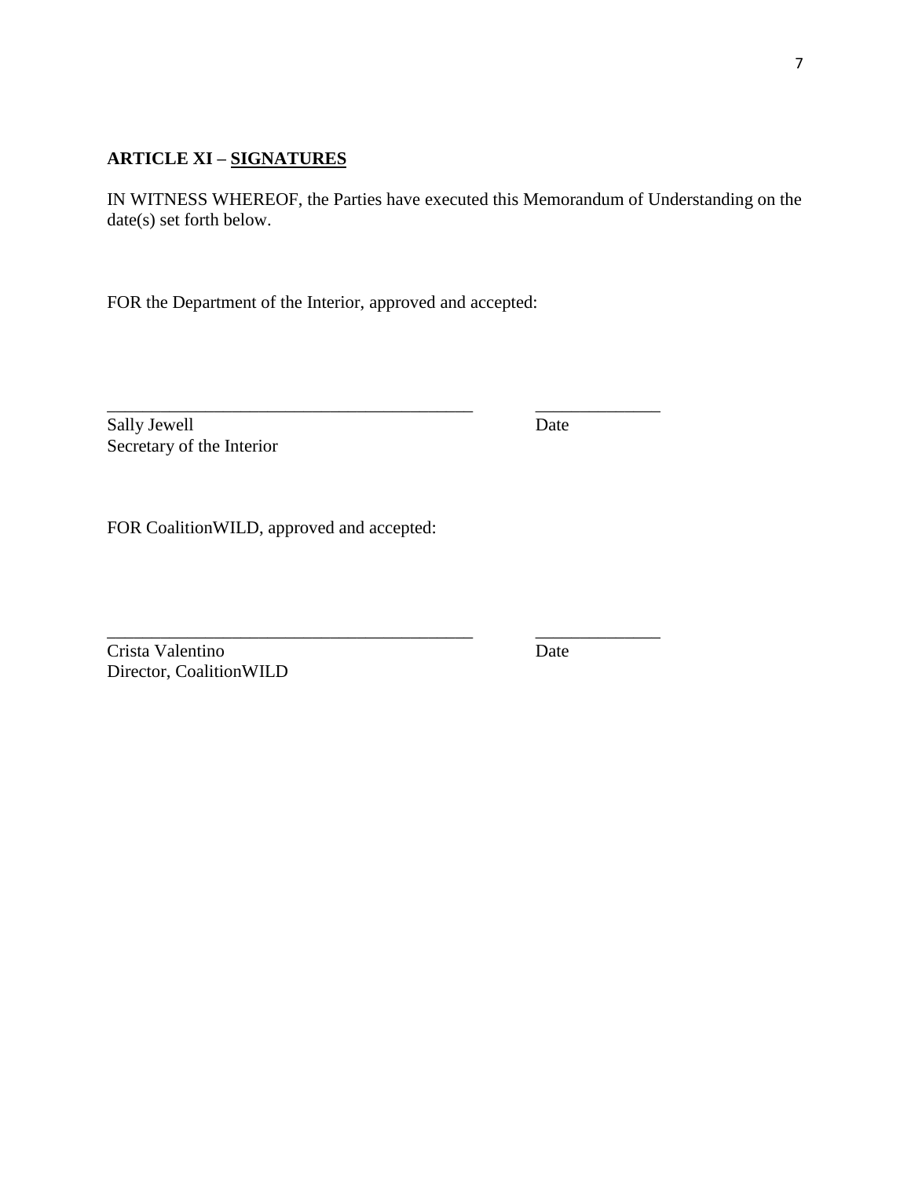**ARTICLE XI – SIGNATURES**

IN WITNESS WHEREOF, the Parties have executed this Memorandum of Understanding on the date(s) set forth below.

FOR the Department of the Interior, approved and accepted:

\_\_\_\_\_\_\_\_\_\_\_\_\_\_\_\_\_\_\_\_\_\_\_\_\_\_\_\_\_\_\_\_\_\_\_\_\_\_\_\_\_\_ \_\_\_\_\_\_\_\_\_\_\_\_\_\_

Sally Jewell Date

Secretary of the Interior

FOR CoalitionWILD, approved and accepted:

\_\_\_\_\_\_\_\_\_\_\_\_\_\_\_\_\_\_\_\_\_\_\_\_\_\_\_\_\_\_\_\_\_\_\_\_\_\_\_\_\_\_ \_\_\_\_\_\_\_\_\_\_\_\_\_\_

Crista Valentino Date

Director, CoalitionWILD